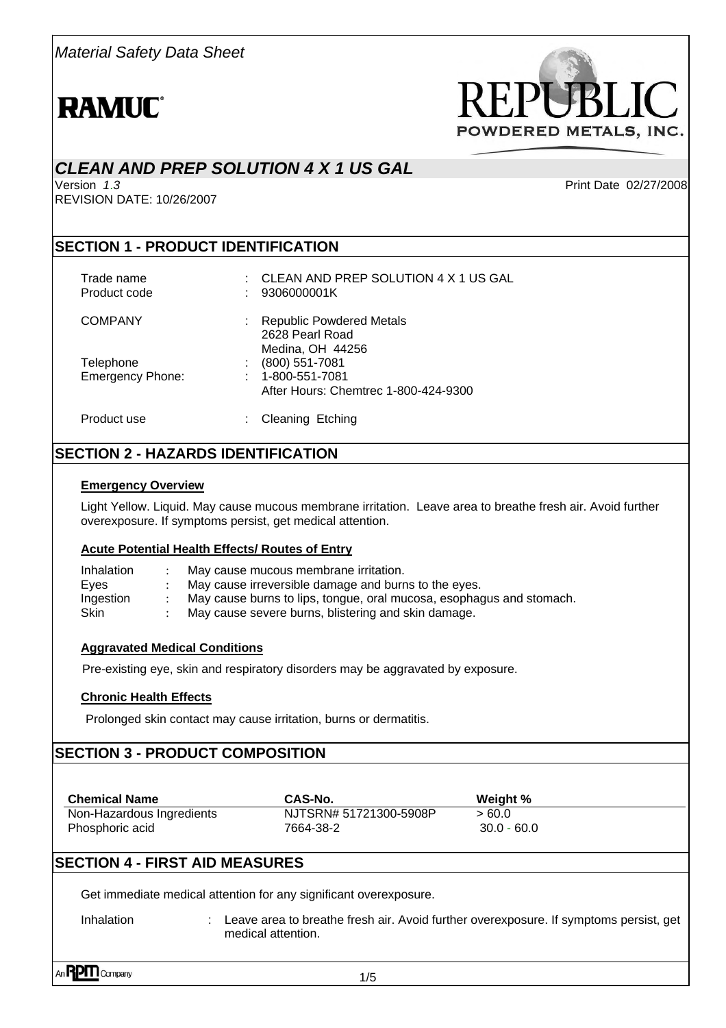*Material Safety Data Sheet*

**RAMUC®**

**REPUBLIC POWDERED METALS, INC.**

# *CLEAN AND PREP SOLUTION 4 X 1 US GAL*

Version *1.3*

Print Date 02/27/2008

REVISION DATE: 10/26/2007

## SECTION 1 - PRODUCT IDENTIFICATION

| | | |
|---|---|---|
| Trade name | : | CLEAN AND PREP SOLUTION 4 X 1 US GAL |
| Product code | : | 9306000001K |
| COMPANY | : | Republic Powdered Metals<br>2628 Pearl Road<br>Medina, OH 44256 |
| Telephone | : | (800) 551-7081 |
| Emergency Phone: | : | 1-800-551-7081<br>After Hours: Chemtrec 1-800-424-9300 |
| Product use | : | Cleaning Etching |

## SECTION 2 - HAZARDS IDENTIFICATION

### Emergency Overview

Light Yellow. Liquid. May cause mucous membrane irritation. Leave area to breathe fresh air. Avoid further overexposure. If symptoms persist, get medical attention.

### Acute Potential Health Effects/ Routes of Entry

| | | |
|---|---|---|
| Inhalation | : | May cause mucous membrane irritation. |
| Eyes | : | May cause irreversible damage and burns to the eyes. |
| Ingestion | : | May cause burns to lips, tongue, oral mucosa, esophagus and stomach. |
| Skin | : | May cause severe burns, blistering and skin damage. |

### Aggravated Medical Conditions

Pre-existing eye, skin and respiratory disorders may be aggravated by exposure.

### Chronic Health Effects

Prolonged skin contact may cause irritation, burns or dermatitis.

## SECTION 3 - PRODUCT COMPOSITION

| Chemical Name | CAS-No. | Weight % |
|---|---|---|
| Non-Hazardous Ingredients | NJTSRN# 51721300-5908P | > 60.0 |
| Phosphoric acid | 7664-38-2 | 30.0 - 60.0 |

## SECTION 4 - FIRST AID MEASURES

Get immediate medical attention for any significant overexposure.

| | | |
|---|---|---|
| Inhalation | : | Leave area to breathe fresh air. Avoid further overexposure. If symptoms persist, get medical attention. |

An RPM Company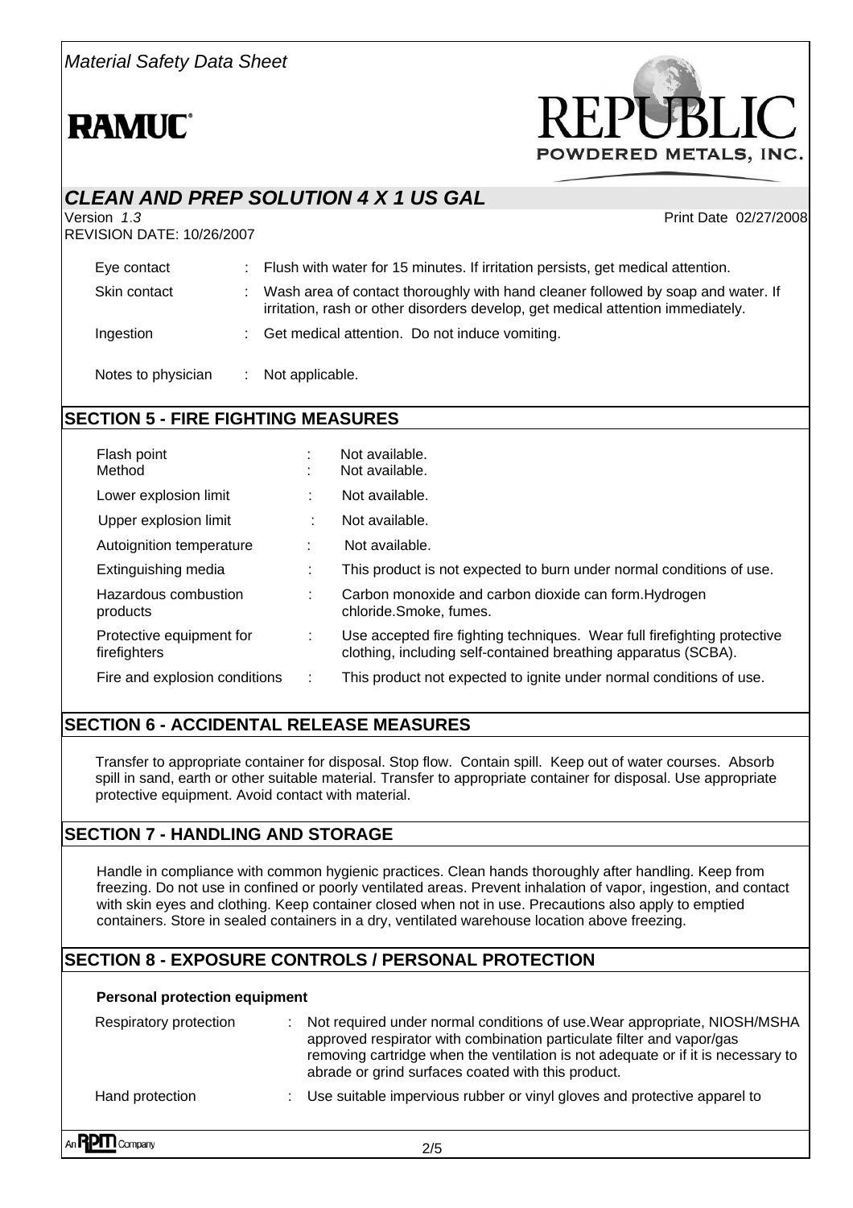*Material Safety Data Sheet*

**RAMUC**

REPUBLIC POWDERED METALS, INC.

## *CLEAN AND PREP SOLUTION 4 X 1 US GAL*

Version *1.3*
REVISION DATE: 10/26/2007

Print Date 02/27/2008

| | |
|---|---|
| Eye contact | : Flush with water for 15 minutes. If irritation persists, get medical attention. |
| Skin contact | : Wash area of contact thoroughly with hand cleaner followed by soap and water. If irritation, rash or other disorders develop, get medical attention immediately. |
| Ingestion | : Get medical attention. Do not induce vomiting. |
| Notes to physician | : Not applicable. |

## SECTION 5 - FIRE FIGHTING MEASURES

| | |
|---|---|
| Flash point | : Not available. |
| Method | : Not available. |
| Lower explosion limit | : Not available. |
| Upper explosion limit | : Not available. |
| Autoignition temperature | : Not available. |
| Extinguishing media | : This product is not expected to burn under normal conditions of use. |
| Hazardous combustion products | : Carbon monoxide and carbon dioxide can form.Hydrogen chloride.Smoke, fumes. |
| Protective equipment for firefighters | : Use accepted fire fighting techniques. Wear full firefighting protective clothing, including self-contained breathing apparatus (SCBA). |
| Fire and explosion conditions | : This product not expected to ignite under normal conditions of use. |

## SECTION 6 - ACCIDENTAL RELEASE MEASURES

Transfer to appropriate container for disposal. Stop flow. Contain spill. Keep out of water courses. Absorb spill in sand, earth or other suitable material. Transfer to appropriate container for disposal. Use appropriate protective equipment. Avoid contact with material.

## SECTION 7 - HANDLING AND STORAGE

Handle in compliance with common hygienic practices. Clean hands thoroughly after handling. Keep from freezing. Do not use in confined or poorly ventilated areas. Prevent inhalation of vapor, ingestion, and contact with skin eyes and clothing. Keep container closed when not in use. Precautions also apply to emptied containers. Store in sealed containers in a dry, ventilated warehouse location above freezing.

## SECTION 8 - EXPOSURE CONTROLS / PERSONAL PROTECTION

**Personal protection equipment**

| | |
|---|---|
| Respiratory protection | : Not required under normal conditions of use.Wear appropriate, NIOSH/MSHA approved respirator with combination particulate filter and vapor/gas removing cartridge when the ventilation is not adequate or if it is necessary to abrade or grind surfaces coated with this product. |
| Hand protection | : Use suitable impervious rubber or vinyl gloves and protective apparel to |

An RPM Company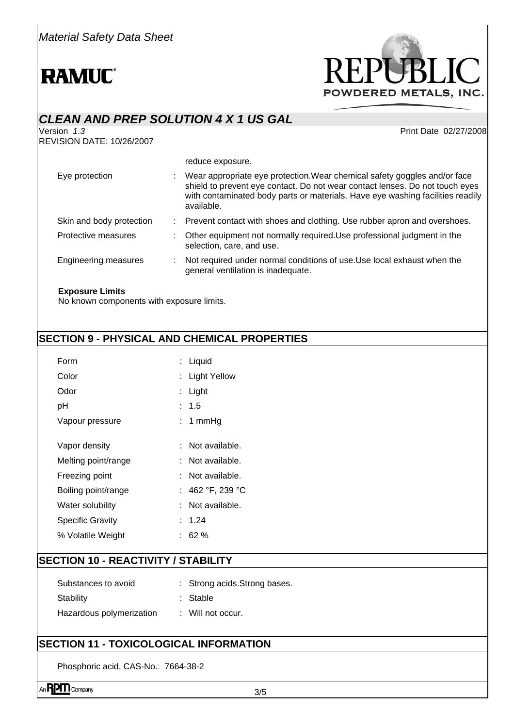reduce exposure.

| | | |
|---|---|---|
| Eye protection | : | Wear appropriate eye protection.Wear chemical safety goggles and/or face shield to prevent eye contact. Do not wear contact lenses. Do not touch eyes with contaminated body parts or materials. Have eye washing facilities readily available. |
| Skin and body protection | : | Prevent contact with shoes and clothing. Use rubber apron and overshoes. |
| Protective measures | : | Other equipment not normally required.Use professional judgment in the selection, care, and use. |
| Engineering measures | : | Not required under normal conditions of use.Use local exhaust when the general ventilation is inadequate. |

**Exposure Limits**

No known components with exposure limits.

## SECTION 9 - PHYSICAL AND CHEMICAL PROPERTIES

| | | |
|---|---|---|
| Form | : | Liquid |
| Color | : | Light Yellow |
| Odor | : | Light |
| pH | : | 1.5 |
| Vapour pressure | : | 1 mmHg |
| Vapor density | : | Not available. |
| Melting point/range | : | Not available. |
| Freezing point | : | Not available. |
| Boiling point/range | : | 462 °F, 239 °C |
| Water solubility | : | Not available. |
| Specific Gravity | : | 1.24 |
| % Volatile Weight | : | 62 % |

## SECTION 10 - REACTIVITY / STABILITY

| | | |
|---|---|---|
| Substances to avoid | : | Strong acids.Strong bases. |
| Stability | : | Stable |
| Hazardous polymerization | : | Will not occur. |

## SECTION 11 - TOXICOLOGICAL INFORMATION

Phosphoric acid, CAS-No.: 7664-38-2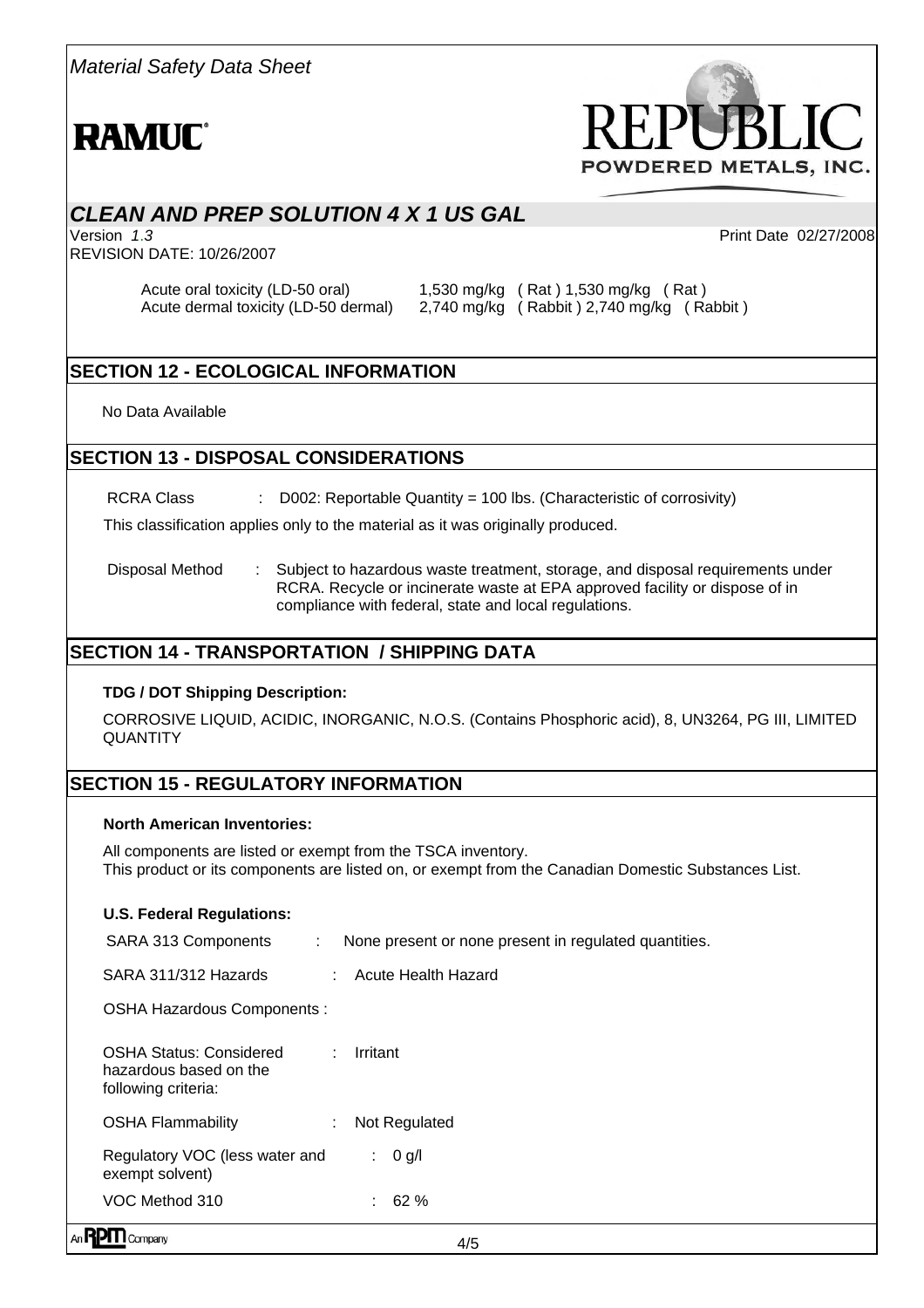Acute oral toxicity (LD-50 oral) 1,530 mg/kg ( Rat ) 1,530 mg/kg ( Rat )
Acute dermal toxicity (LD-50 dermal) 2,740 mg/kg ( Rabbit ) 2,740 mg/kg ( Rabbit )

## SECTION 12 - ECOLOGICAL INFORMATION

No Data Available

## SECTION 13 - DISPOSAL CONSIDERATIONS

RCRA Class : D002: Reportable Quantity = 100 lbs. (Characteristic of corrosivity)

This classification applies only to the material as it was originally produced.

Disposal Method : Subject to hazardous waste treatment, storage, and disposal requirements under RCRA. Recycle or incinerate waste at EPA approved facility or dispose of in compliance with federal, state and local regulations.

## SECTION 14 - TRANSPORTATION / SHIPPING DATA

**TDG / DOT Shipping Description:**

CORROSIVE LIQUID, ACIDIC, INORGANIC, N.O.S. (Contains Phosphoric acid), 8, UN3264, PG III, LIMITED QUANTITY

## SECTION 15 - REGULATORY INFORMATION

**North American Inventories:**

All components are listed or exempt from the TSCA inventory.
This product or its components are listed on, or exempt from the Canadian Domestic Substances List.

**U.S. Federal Regulations:**

SARA 313 Components : None present or none present in regulated quantities.

SARA 311/312 Hazards : Acute Health Hazard

OSHA Hazardous Components :

OSHA Status: Considered hazardous based on the following criteria: : Irritant

OSHA Flammability : Not Regulated

Regulatory VOC (less water and exempt solvent) : 0 g/l

VOC Method 310 : 62 %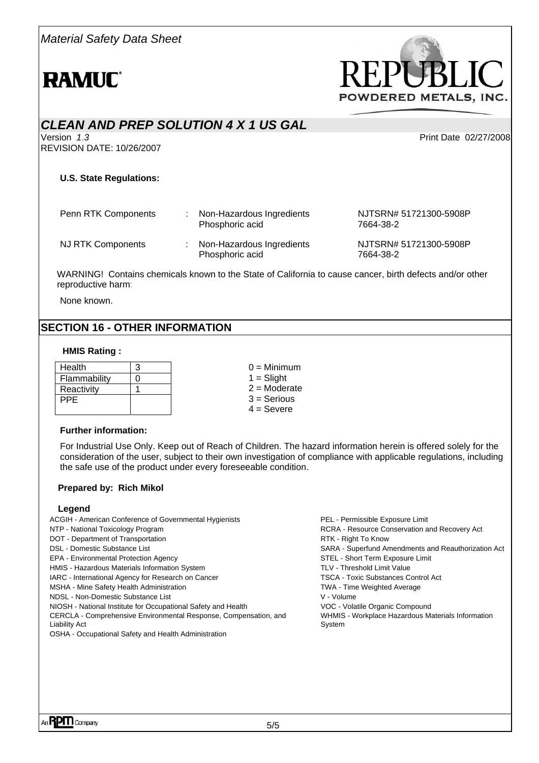**U.S. State Regulations:**

| | | | |
|---|---|---|---|
| Penn RTK Components | : | Non-Hazardous Ingredients<br>Phosphoric acid | NJTSRN# 51721300-5908P<br>7664-38-2 |
| NJ RTK Components | : | Non-Hazardous Ingredients<br>Phosphoric acid | NJTSRN# 51721300-5908P<br>7664-38-2 |

WARNING! Contains chemicals known to the State of California to cause cancer, birth defects and/or other reproductive harm:

None known.

## SECTION 16 - OTHER INFORMATION

**HMIS Rating :**

| | |
|---|---|
| Health | 3 |
| Flammability | 0 |
| Reactivity | 1 |
| PPE | |

0 = Minimum
1 = Slight
2 = Moderate
3 = Serious
4 = Severe

**Further information:**

For Industrial Use Only. Keep out of Reach of Children. The hazard information herein is offered solely for the consideration of the user, subject to their own investigation of compliance with applicable regulations, including the safe use of the product under every foreseeable condition.

**Prepared by: Rich Mikol**

**Legend**

ACGIH - American Conference of Governmental Hygienists
NTP - National Toxicology Program
DOT - Department of Transportation
DSL - Domestic Substance List
EPA - Environmental Protection Agency
HMIS - Hazardous Materials Information System
IARC - International Agency for Research on Cancer
MSHA - Mine Safety Health Administration
NDSL - Non-Domestic Substance List
NIOSH - National Institute for Occupational Safety and Health
CERCLA - Comprehensive Environmental Response, Compensation, and Liability Act
OSHA - Occupational Safety and Health Administration
PEL - Permissible Exposure Limit
RCRA - Resource Conservation and Recovery Act
RTK - Right To Know
SARA - Superfund Amendments and Reauthorization Act
STEL - Short Term Exposure Limit
TLV - Threshold Limit Value
TSCA - Toxic Substances Control Act
TWA - Time Weighted Average
V - Volume
VOC - Volatile Organic Compound
WHMIS - Workplace Hazardous Materials Information System